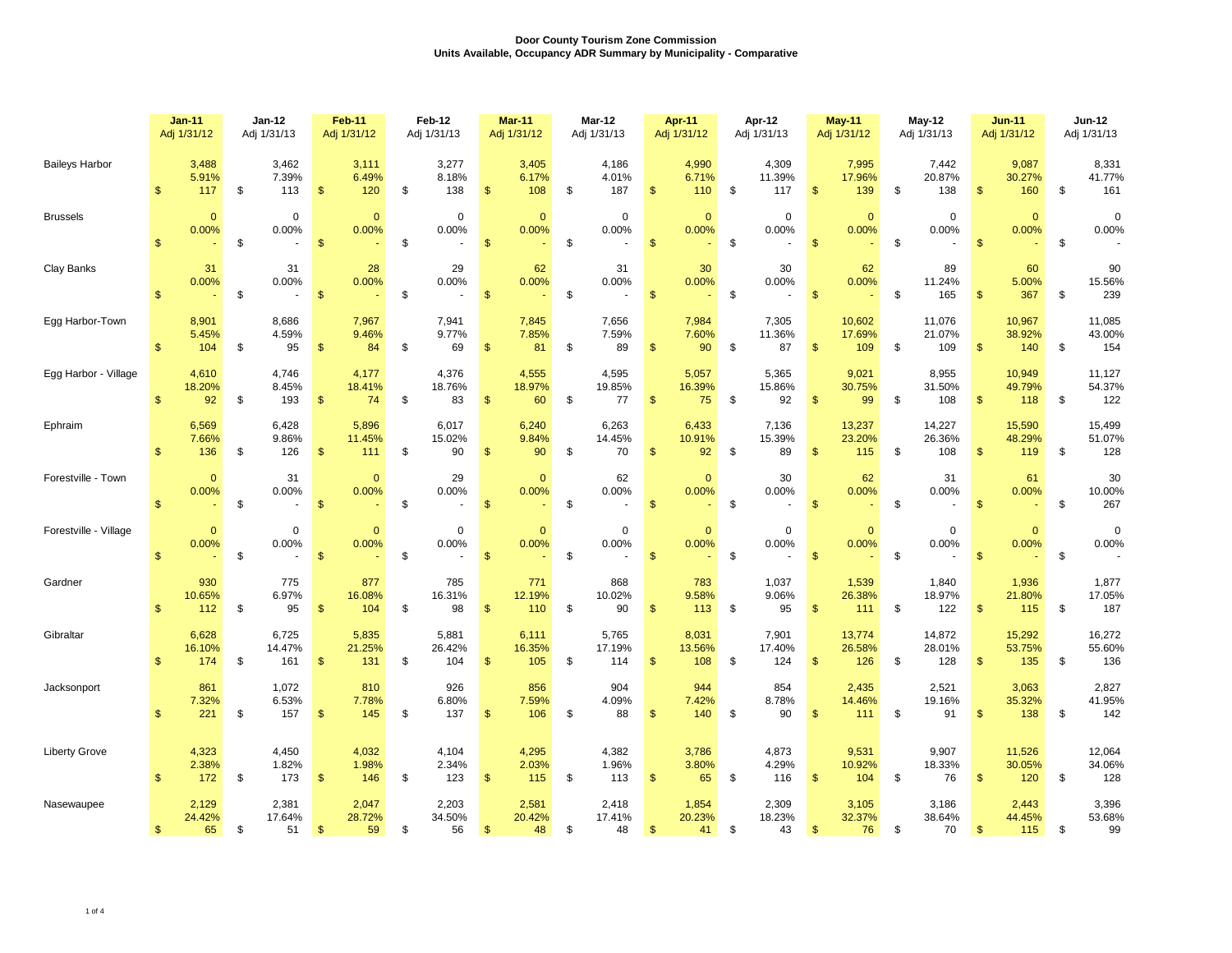# Door County Tourism Zone Commission
## Units Available, Occupancy ADR Summary by Municipality - Comparative

| | Jan-11 Adj 1/31/12 | Jan-12 Adj 1/31/13 | Feb-11 Adj 1/31/12 | Feb-12 Adj 1/31/13 | Mar-11 Adj 1/31/12 | Mar-12 Adj 1/31/13 | Apr-11 Adj 1/31/12 | Apr-12 Adj 1/31/13 | May-11 Adj 1/31/12 | May-12 Adj 1/31/13 | Jun-11 Adj 1/31/12 | Jun-12 Adj 1/31/13 |
|---|---|---|---|---|---|---|---|---|---|---|---|---|
| **Baileys Harbor** | 3,488 | 3,462 | 3,111 | 3,277 | 3,405 | 4,186 | 4,990 | 4,309 | 7,995 | 7,442 | 9,087 | 8,331 |
| | 5.91% | 7.39% | 6.49% | 8.18% | 6.17% | 4.01% | 6.71% | 11.39% | 17.96% | 20.87% | 30.27% | 41.77% |
| | $ 117 | $ 113 | $ 120 | $ 138 | $ 108 | $ 187 | $ 110 | $ 117 | $ 139 | $ 138 | $ 160 | $ 161 |
| **Brussels** | 0 | 0 | 0 | 0 | 0 | 0 | 0 | 0 | 0 | 0 | 0 | 0 |
| | 0.00% | 0.00% | 0.00% | 0.00% | 0.00% | 0.00% | 0.00% | 0.00% | 0.00% | 0.00% | 0.00% | 0.00% |
| | $ - | $ - | $ - | $ - | $ - | $ - | $ - | $ - | $ - | $ - | $ - | $ - |
| **Clay Banks** | 31 | 31 | 28 | 29 | 62 | 31 | 30 | 30 | 62 | 89 | 60 | 90 |
| | 0.00% | 0.00% | 0.00% | 0.00% | 0.00% | 0.00% | 0.00% | 0.00% | 0.00% | 11.24% | 5.00% | 15.56% |
| | $ - | $ - | $ - | $ - | $ - | $ - | $ - | $ - | $ - | $ 165 | $ 367 | $ 239 |
| **Egg Harbor-Town** | 8,901 | 8,686 | 7,967 | 7,941 | 7,845 | 7,656 | 7,984 | 7,305 | 10,602 | 11,076 | 10,967 | 11,085 |
| | 5.45% | 4.59% | 9.46% | 9.77% | 7.85% | 7.59% | 7.60% | 11.36% | 17.69% | 21.07% | 38.92% | 43.00% |
| | $ 104 | $ 95 | $ 84 | $ 69 | $ 81 | $ 89 | $ 90 | $ 87 | $ 109 | $ 109 | $ 140 | $ 154 |
| **Egg Harbor - Village** | 4,610 | 4,746 | 4,177 | 4,376 | 4,555 | 4,595 | 5,057 | 5,365 | 9,021 | 8,955 | 10,949 | 11,127 |
| | 18.20% | 8.45% | 18.41% | 18.76% | 18.97% | 19.85% | 16.39% | 15.86% | 30.75% | 31.50% | 49.79% | 54.37% |
| | $ 92 | $ 193 | $ 74 | $ 83 | $ 60 | $ 77 | $ 75 | $ 92 | $ 99 | $ 108 | $ 118 | $ 122 |
| **Ephraim** | 6,569 | 6,428 | 5,896 | 6,017 | 6,240 | 6,263 | 6,433 | 7,136 | 13,237 | 14,227 | 15,590 | 15,499 |
| | 7.66% | 9.86% | 11.45% | 15.02% | 9.84% | 14.45% | 10.91% | 15.39% | 23.20% | 26.36% | 48.29% | 51.07% |
| | $ 136 | $ 126 | $ 111 | $ 90 | $ 90 | $ 70 | $ 92 | $ 89 | $ 115 | $ 108 | $ 119 | $ 128 |
| **Forestville - Town** | 0 | 31 | 0 | 29 | 0 | 62 | 0 | 30 | 62 | 31 | 61 | 30 |
| | 0.00% | 0.00% | 0.00% | 0.00% | 0.00% | 0.00% | 0.00% | 0.00% | 0.00% | 0.00% | 0.00% | 10.00% |
| | $ - | $ - | $ - | $ - | $ - | $ - | $ - | $ - | $ - | $ - | $ - | $ 267 |
| **Forestville - Village** | 0 | 0 | 0 | 0 | 0 | 0 | 0 | 0 | 0 | 0 | 0 | 0 |
| | 0.00% | 0.00% | 0.00% | 0.00% | 0.00% | 0.00% | 0.00% | 0.00% | 0.00% | 0.00% | 0.00% | 0.00% |
| | $ - | $ - | $ - | $ - | $ - | $ - | $ - | $ - | $ - | $ - | $ - | $ - |
| **Gardner** | 930 | 775 | 877 | 785 | 771 | 868 | 783 | 1,037 | 1,539 | 1,840 | 1,936 | 1,877 |
| | 10.65% | 6.97% | 16.08% | 16.31% | 12.19% | 10.02% | 9.58% | 9.06% | 26.38% | 18.97% | 21.80% | 17.05% |
| | $ 112 | $ 95 | $ 104 | $ 98 | $ 110 | $ 90 | $ 113 | $ 95 | $ 111 | $ 122 | $ 115 | $ 187 |
| **Gibraltar** | 6,628 | 6,725 | 5,835 | 5,881 | 6,111 | 5,765 | 8,031 | 7,901 | 13,774 | 14,872 | 15,292 | 16,272 |
| | 16.10% | 14.47% | 21.25% | 26.42% | 16.35% | 17.19% | 13.56% | 17.40% | 26.58% | 28.01% | 53.75% | 55.60% |
| | $ 174 | $ 161 | $ 131 | $ 104 | $ 105 | $ 114 | $ 108 | $ 124 | $ 126 | $ 128 | $ 135 | $ 136 |
| **Jacksonport** | 861 | 1,072 | 810 | 926 | 856 | 904 | 944 | 854 | 2,435 | 2,521 | 3,063 | 2,827 |
| | 7.32% | 6.53% | 7.78% | 6.80% | 7.59% | 4.09% | 7.42% | 8.78% | 14.46% | 19.16% | 35.32% | 41.95% |
| | $ 221 | $ 157 | $ 145 | $ 137 | $ 106 | $ 88 | $ 140 | $ 90 | $ 111 | $ 91 | $ 138 | $ 142 |
| **Liberty Grove** | 4,323 | 4,450 | 4,032 | 4,104 | 4,295 | 4,382 | 3,786 | 4,873 | 9,531 | 9,907 | 11,526 | 12,064 |
| | 2.38% | 1.82% | 1.98% | 2.34% | 2.03% | 1.96% | 3.80% | 4.29% | 10.92% | 18.33% | 30.05% | 34.06% |
| | $ 172 | $ 173 | $ 146 | $ 123 | $ 115 | $ 113 | $ 65 | $ 116 | $ 104 | $ 76 | $ 120 | $ 128 |
| **Nasewaupee** | 2,129 | 2,381 | 2,047 | 2,203 | 2,581 | 2,418 | 1,854 | 2,309 | 3,105 | 3,186 | 2,443 | 3,396 |
| | 24.42% | 17.64% | 28.72% | 34.50% | 20.42% | 17.41% | 20.23% | 18.23% | 32.37% | 38.64% | 44.45% | 53.68% |
| | $ 65 | $ 51 | $ 59 | $ 56 | $ 48 | $ 48 | $ 41 | $ 43 | $ 76 | $ 70 | $ 115 | $ 99 |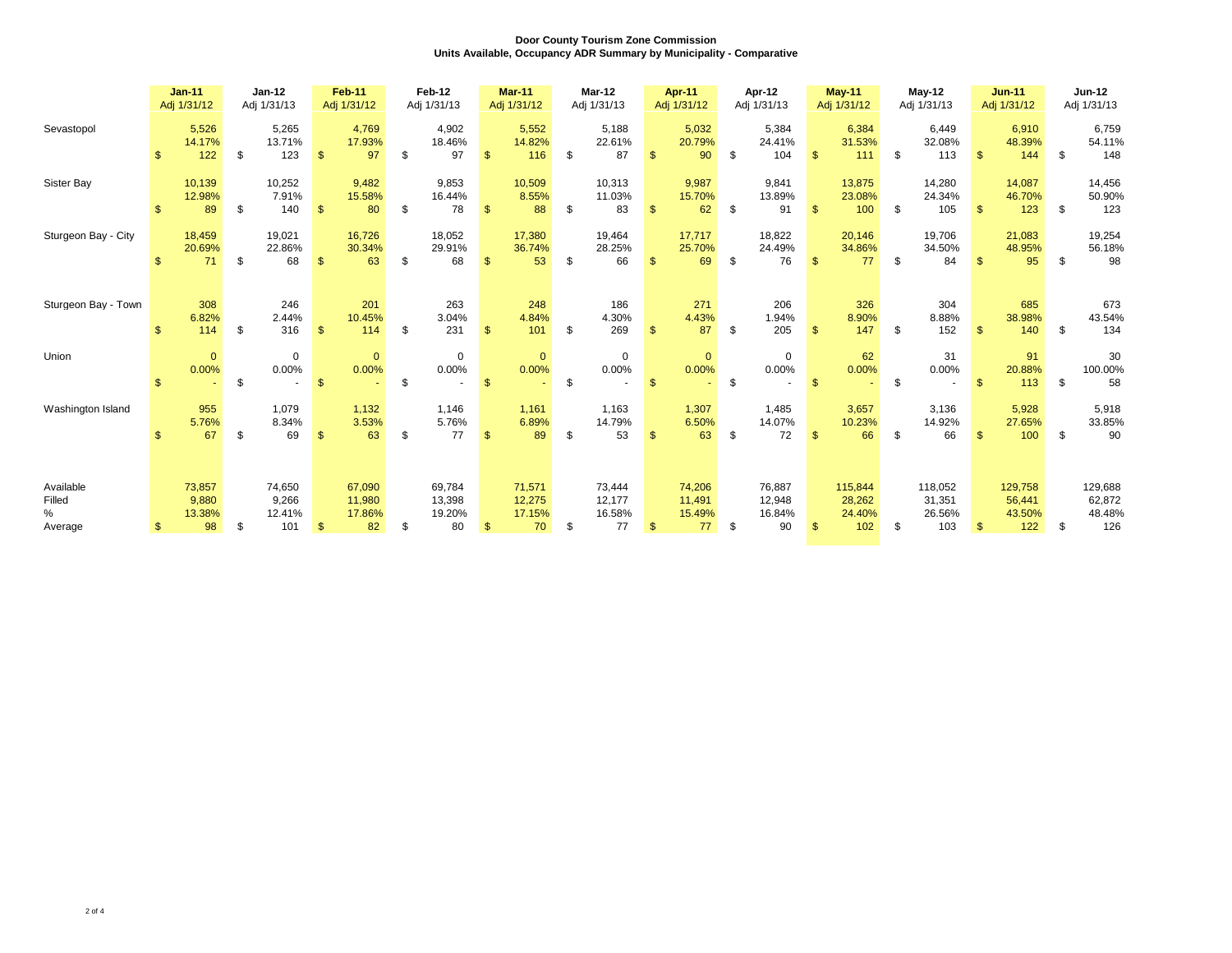**Door County Tourism Zone Commission**
**Units Available, Occupancy ADR Summary by Municipality - Comparative**

| | Jan-11 Adj 1/31/12 | Jan-12 Adj 1/31/13 | Feb-11 Adj 1/31/12 | Feb-12 Adj 1/31/13 | Mar-11 Adj 1/31/12 | Mar-12 Adj 1/31/13 | Apr-11 Adj 1/31/12 | Apr-12 Adj 1/31/13 | May-11 Adj 1/31/12 | May-12 Adj 1/31/13 | Jun-11 Adj 1/31/12 | Jun-12 Adj 1/31/13 |
|---|---|---|---|---|---|---|---|---|---|---|---|---|
| Sevastopol | 5,526 | 5,265 | 4,769 | 4,902 | 5,552 | 5,188 | 5,032 | 5,384 | 6,384 | 6,449 | 6,910 | 6,759 |
| | 14.17% | 13.71% | 17.93% | 18.46% | 14.82% | 22.61% | 20.79% | 24.41% | 31.53% | 32.08% | 48.39% | 54.11% |
| | $ 122 | $ 123 | $ 97 | $ 97 | $ 116 | $ 87 | $ 90 | $ 104 | $ 111 | $ 113 | $ 144 | $ 148 |
| Sister Bay | 10,139 | 10,252 | 9,482 | 9,853 | 10,509 | 10,313 | 9,987 | 9,841 | 13,875 | 14,280 | 14,087 | 14,456 |
| | 12.98% | 7.91% | 15.58% | 16.44% | 8.55% | 11.03% | 15.70% | 13.89% | 23.08% | 24.34% | 46.70% | 50.90% |
| | $ 89 | $ 140 | $ 80 | $ 78 | $ 88 | $ 83 | $ 62 | $ 91 | $ 100 | $ 105 | $ 123 | $ 123 |
| Sturgeon Bay - City | 18,459 | 19,021 | 16,726 | 18,052 | 17,380 | 19,464 | 17,717 | 18,822 | 20,146 | 19,706 | 21,083 | 19,254 |
| | 20.69% | 22.86% | 30.34% | 29.91% | 36.74% | 28.25% | 25.70% | 24.49% | 34.86% | 34.50% | 48.95% | 56.18% |
| | $ 71 | $ 68 | $ 63 | $ 68 | $ 53 | $ 66 | $ 69 | $ 76 | $ 77 | $ 84 | $ 95 | $ 98 |
| Sturgeon Bay - Town | 308 | 246 | 201 | 263 | 248 | 186 | 271 | 206 | 326 | 304 | 685 | 673 |
| | 6.82% | 2.44% | 10.45% | 3.04% | 4.84% | 4.30% | 4.43% | 1.94% | 8.90% | 8.88% | 38.98% | 43.54% |
| | $ 114 | $ 316 | $ 114 | $ 231 | $ 101 | $ 269 | $ 87 | $ 205 | $ 147 | $ 152 | $ 140 | $ 134 |
| Union | 0 | 0 | 0 | 0 | 0 | 0 | 0 | 0 | 62 | 31 | 91 | 30 |
| | 0.00% | 0.00% | 0.00% | 0.00% | 0.00% | 0.00% | 0.00% | 0.00% | 0.00% | 0.00% | 20.88% | 100.00% |
| | $ - | $ - | $ - | $ - | $ - | $ - | $ - | $ - | $ - | $ - | $ 113 | $ 58 |
| Washington Island | 955 | 1,079 | 1,132 | 1,146 | 1,161 | 1,163 | 1,307 | 1,485 | 3,657 | 3,136 | 5,928 | 5,918 |
| | 5.76% | 8.34% | 3.53% | 5.76% | 6.89% | 14.79% | 6.50% | 14.07% | 10.23% | 14.92% | 27.65% | 33.85% |
| | $ 67 | $ 69 | $ 63 | $ 77 | $ 89 | $ 53 | $ 63 | $ 72 | $ 66 | $ 66 | $ 100 | $ 90 |
| Available | 73,857 | 74,650 | 67,090 | 69,784 | 71,571 | 73,444 | 74,206 | 76,887 | 115,844 | 118,052 | 129,758 | 129,688 |
| Filled | 9,880 | 9,266 | 11,980 | 13,398 | 12,275 | 12,177 | 11,491 | 12,948 | 28,262 | 31,351 | 56,441 | 62,872 |
| % | 13.38% | 12.41% | 17.86% | 19.20% | 17.15% | 16.58% | 15.49% | 16.84% | 24.40% | 26.56% | 43.50% | 48.48% |
| Average | $ 98 | $ 101 | $ 82 | $ 80 | $ 70 | $ 77 | $ 77 | $ 90 | $ 102 | $ 103 | $ 122 | $ 126 |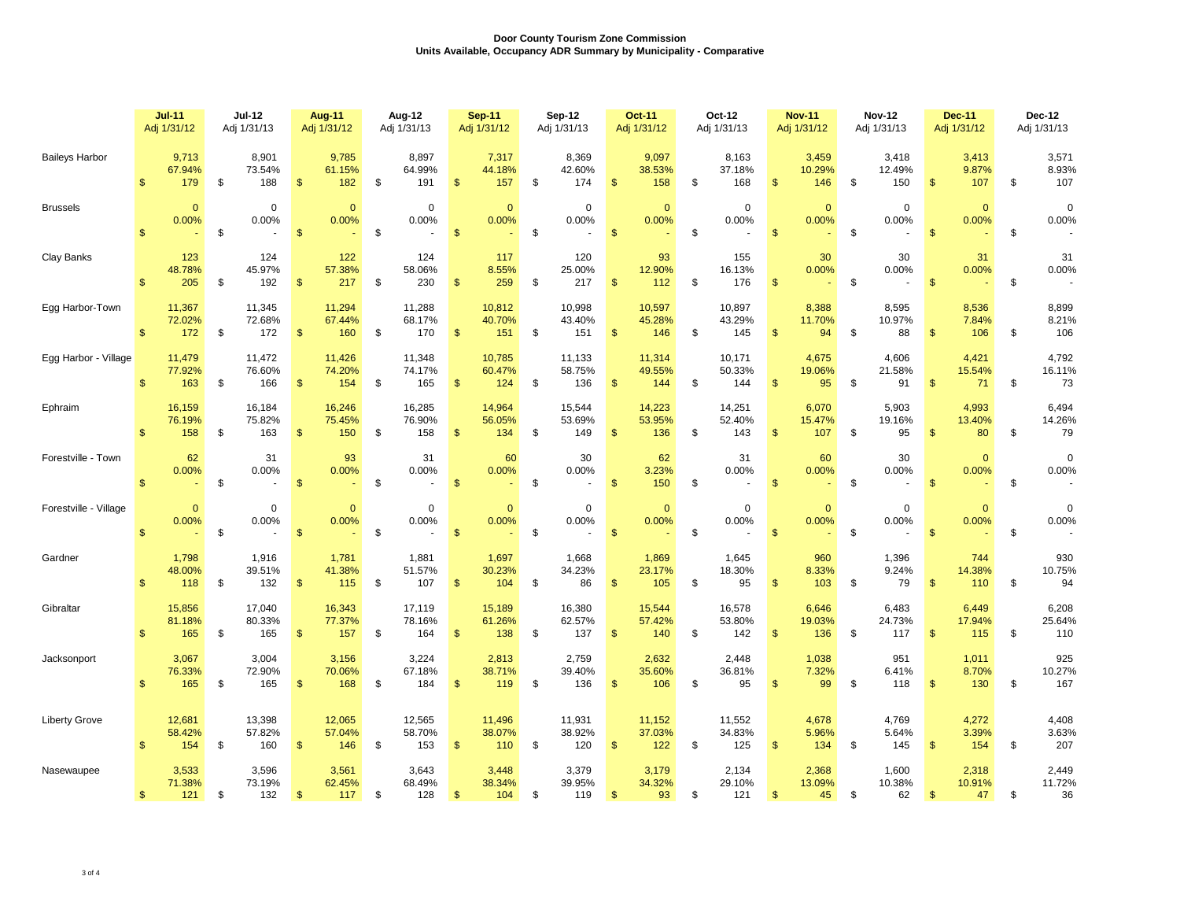# Door County Tourism Zone Commission
## Units Available, Occupancy ADR Summary by Municipality - Comparative

| | Jul-11 Adj 1/31/12 | Jul-12 Adj 1/31/13 | Aug-11 Adj 1/31/12 | Aug-12 Adj 1/31/13 | Sep-11 Adj 1/31/12 | Sep-12 Adj 1/31/13 | Oct-11 Adj 1/31/12 | Oct-12 Adj 1/31/13 | Nov-11 Adj 1/31/12 | Nov-12 Adj 1/31/13 | Dec-11 Adj 1/31/12 | Dec-12 Adj 1/31/13 |
|---|---|---|---|---|---|---|---|---|---|---|---|---|
| Baileys Harbor | 9,713 | 8,901 | 9,785 | 8,897 | 7,317 | 8,369 | 9,097 | 8,163 | 3,459 | 3,418 | 3,413 | 3,571 |
| | 67.94% | 73.54% | 61.15% | 64.99% | 44.18% | 42.60% | 38.53% | 37.18% | 10.29% | 12.49% | 9.87% | 8.93% |
| | $ 179 | $ 188 | $ 182 | $ 191 | $ 157 | $ 174 | $ 158 | $ 168 | $ 146 | $ 150 | $ 107 | $ 107 |
| Brussels | 0 | 0 | 0 | 0 | 0 | 0 | 0 | 0 | 0 | 0 | 0 | 0 |
| | 0.00% | 0.00% | 0.00% | 0.00% | 0.00% | 0.00% | 0.00% | 0.00% | 0.00% | 0.00% | 0.00% | 0.00% |
| | $ - | $ - | $ - | $ - | $ - | $ - | $ - | $ - | $ - | $ - | $ - | $ - |
| Clay Banks | 123 | 124 | 122 | 124 | 117 | 120 | 93 | 155 | 30 | 30 | 31 | 31 |
| | 48.78% | 45.97% | 57.38% | 58.06% | 8.55% | 25.00% | 12.90% | 16.13% | 0.00% | 0.00% | 0.00% | 0.00% |
| | $ 205 | $ 192 | $ 217 | $ 230 | $ 259 | $ 217 | $ 112 | $ 176 | $ - | $ - | $ - | $ - |
| Egg Harbor-Town | 11,367 | 11,345 | 11,294 | 11,288 | 10,812 | 10,998 | 10,597 | 10,897 | 8,388 | 8,595 | 8,536 | 8,899 |
| | 72.02% | 72.68% | 67.44% | 68.17% | 40.70% | 43.40% | 45.28% | 43.29% | 11.70% | 10.97% | 7.84% | 8.21% |
| | $ 172 | $ 172 | $ 160 | $ 170 | $ 151 | $ 151 | $ 146 | $ 145 | $ 94 | $ 88 | $ 106 | $ 106 |
| Egg Harbor - Village | 11,479 | 11,472 | 11,426 | 11,348 | 10,785 | 11,133 | 11,314 | 10,171 | 4,675 | 4,606 | 4,421 | 4,792 |
| | 77.92% | 76.60% | 74.20% | 74.17% | 60.47% | 58.75% | 49.55% | 50.33% | 19.06% | 21.58% | 15.54% | 16.11% |
| | $ 163 | $ 166 | $ 154 | $ 165 | $ 124 | $ 136 | $ 144 | $ 144 | $ 95 | $ 91 | $ 71 | $ 73 |
| Ephraim | 16,159 | 16,184 | 16,246 | 16,285 | 14,964 | 15,544 | 14,223 | 14,251 | 6,070 | 5,903 | 4,993 | 6,494 |
| | 76.19% | 75.82% | 75.45% | 76.90% | 56.05% | 53.69% | 53.95% | 52.40% | 15.47% | 19.16% | 13.40% | 14.26% |
| | $ 158 | $ 163 | $ 150 | $ 158 | $ 134 | $ 149 | $ 136 | $ 143 | $ 107 | $ 95 | $ 80 | $ 79 |
| Forestville - Town | 62 | 31 | 93 | 31 | 60 | 30 | 62 | 31 | 60 | 30 | 0 | 0 |
| | 0.00% | 0.00% | 0.00% | 0.00% | 0.00% | 0.00% | 3.23% | 0.00% | 0.00% | 0.00% | 0.00% | 0.00% |
| | $ - | $ - | $ - | $ - | $ - | $ - | $ 150 | $ - | $ - | $ - | $ - | $ - |
| Forestville - Village | 0 | 0 | 0 | 0 | 0 | 0 | 0 | 0 | 0 | 0 | 0 | 0 |
| | 0.00% | 0.00% | 0.00% | 0.00% | 0.00% | 0.00% | 0.00% | 0.00% | 0.00% | 0.00% | 0.00% | 0.00% |
| | $ - | $ - | $ - | $ - | $ - | $ - | $ - | $ - | $ - | $ - | $ - | $ - |
| Gardner | 1,798 | 1,916 | 1,781 | 1,881 | 1,697 | 1,668 | 1,869 | 1,645 | 960 | 1,396 | 744 | 930 |
| | 48.00% | 39.51% | 41.38% | 51.57% | 30.23% | 34.23% | 23.17% | 18.30% | 8.33% | 9.24% | 14.38% | 10.75% |
| | $ 118 | $ 132 | $ 115 | $ 107 | $ 104 | $ 86 | $ 105 | $ 95 | $ 103 | $ 79 | $ 110 | $ 94 |
| Gibraltar | 15,856 | 17,040 | 16,343 | 17,119 | 15,189 | 16,380 | 15,544 | 16,578 | 6,646 | 6,483 | 6,449 | 6,208 |
| | 81.18% | 80.33% | 77.37% | 78.16% | 61.26% | 62.57% | 57.42% | 53.80% | 19.03% | 24.73% | 17.94% | 25.64% |
| | $ 165 | $ 165 | $ 157 | $ 164 | $ 138 | $ 137 | $ 140 | $ 142 | $ 136 | $ 117 | $ 115 | $ 110 |
| Jacksonport | 3,067 | 3,004 | 3,156 | 3,224 | 2,813 | 2,759 | 2,632 | 2,448 | 1,038 | 951 | 1,011 | 925 |
| | 76.33% | 72.90% | 70.06% | 67.18% | 38.71% | 39.40% | 35.60% | 36.81% | 7.32% | 6.41% | 8.70% | 10.27% |
| | $ 165 | $ 165 | $ 168 | $ 184 | $ 119 | $ 136 | $ 106 | $ 95 | $ 99 | $ 118 | $ 130 | $ 167 |
| Liberty Grove | 12,681 | 13,398 | 12,065 | 12,565 | 11,496 | 11,931 | 11,152 | 11,552 | 4,678 | 4,769 | 4,272 | 4,408 |
| | 58.42% | 57.82% | 57.04% | 58.70% | 38.07% | 38.92% | 37.03% | 34.83% | 5.96% | 5.64% | 3.39% | 3.63% |
| | $ 154 | $ 160 | $ 146 | $ 153 | $ 110 | $ 120 | $ 122 | $ 125 | $ 134 | $ 145 | $ 154 | $ 207 |
| Nasewaupee | 3,533 | 3,596 | 3,561 | 3,643 | 3,448 | 3,379 | 3,179 | 2,134 | 2,368 | 1,600 | 2,318 | 2,449 |
| | 71.38% | 73.19% | 62.45% | 68.49% | 38.34% | 39.95% | 34.32% | 29.10% | 13.09% | 10.38% | 10.91% | 11.72% |
| | $ 121 | $ 132 | $ 117 | $ 128 | $ 104 | $ 119 | $ 93 | $ 121 | $ 45 | $ 62 | $ 47 | $ 36 |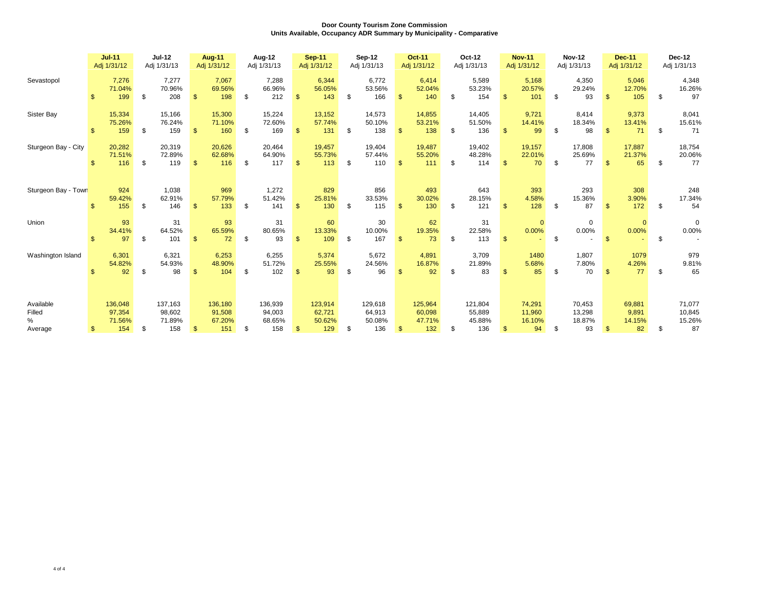**Door County Tourism Zone Commission**
**Units Available, Occupancy ADR Summary by Municipality - Comparative**

| | Jul-11 Adj 1/31/12 | Jul-12 Adj 1/31/13 | Aug-11 Adj 1/31/12 | Aug-12 Adj 1/31/13 | Sep-11 Adj 1/31/12 | Sep-12 Adj 1/31/13 | Oct-11 Adj 1/31/12 | Oct-12 Adj 1/31/13 | Nov-11 Adj 1/31/12 | Nov-12 Adj 1/31/13 | Dec-11 Adj 1/31/12 | Dec-12 Adj 1/31/13 |
|---|---|---|---|---|---|---|---|---|---|---|---|---|
| Sevastopol | 7,276 | 7,277 | 7,067 | 7,288 | 6,344 | 6,772 | 6,414 | 5,589 | 5,168 | 4,350 | 5,046 | 4,348 |
| | 71.04% | 70.96% | 69.56% | 66.96% | 56.05% | 53.56% | 52.04% | 53.23% | 20.57% | 29.24% | 12.70% | 16.26% |
| | $ 199 | $ 208 | $ 198 | $ 212 | $ 143 | $ 166 | $ 140 | $ 154 | $ 101 | $ 93 | $ 105 | $ 97 |
| Sister Bay | 15,334 | 15,166 | 15,300 | 15,224 | 13,152 | 14,573 | 14,855 | 14,405 | 9,721 | 8,414 | 9,373 | 8,041 |
| | 75.26% | 76.24% | 71.10% | 72.60% | 57.74% | 50.10% | 53.21% | 51.50% | 14.41% | 18.34% | 13.41% | 15.61% |
| | $ 159 | $ 159 | $ 160 | $ 169 | $ 131 | $ 138 | $ 138 | $ 136 | $ 99 | $ 98 | $ 71 | $ 71 |
| Sturgeon Bay - City | 20,282 | 20,319 | 20,626 | 20,464 | 19,457 | 19,404 | 19,487 | 19,402 | 19,157 | 17,808 | 17,887 | 18,754 |
| | 71.51% | 72.89% | 62.68% | 64.90% | 55.73% | 57.44% | 55.20% | 48.28% | 22.01% | 25.69% | 21.37% | 20.06% |
| | $ 116 | $ 119 | $ 116 | $ 117 | $ 113 | $ 110 | $ 111 | $ 114 | $ 70 | $ 77 | $ 65 | $ 77 |
| Sturgeon Bay - Town | 924 | 1,038 | 969 | 1,272 | 829 | 856 | 493 | 643 | 393 | 293 | 308 | 248 |
| | 59.42% | 62.91% | 57.79% | 51.42% | 25.81% | 33.53% | 30.02% | 28.15% | 4.58% | 15.36% | 3.90% | 17.34% |
| | $ 155 | $ 146 | $ 133 | $ 141 | $ 130 | $ 115 | $ 130 | $ 121 | $ 128 | $ 87 | $ 172 | $ 54 |
| Union | 93 | 31 | 93 | 31 | 60 | 30 | 62 | 31 | 0 | 0 | 0 | 0 |
| | 34.41% | 64.52% | 65.59% | 80.65% | 13.33% | 10.00% | 19.35% | 22.58% | 0.00% | 0.00% | 0.00% | 0.00% |
| | $ 97 | $ 101 | $ 72 | $ 93 | $ 109 | $ 167 | $ 73 | $ 113 | $ - | $ - | $ - | $ - |
| Washington Island | 6,301 | 6,321 | 6,253 | 6,255 | 5,374 | 5,672 | 4,891 | 3,709 | 1480 | 1,807 | 1079 | 979 |
| | 54.82% | 54.93% | 48.90% | 51.72% | 25.55% | 24.56% | 16.87% | 21.89% | 5.68% | 7.80% | 4.26% | 9.81% |
| | $ 92 | $ 98 | $ 104 | $ 102 | $ 93 | $ 96 | $ 92 | $ 83 | $ 85 | $ 70 | $ 77 | $ 65 |
| Available | 136,048 | 137,163 | 136,180 | 136,939 | 123,914 | 129,618 | 125,964 | 121,804 | 74,291 | 70,453 | 69,881 | 71,077 |
| Filled | 97,354 | 98,602 | 91,508 | 94,003 | 62,721 | 64,913 | 60,098 | 55,889 | 11,960 | 13,298 | 9,891 | 10,845 |
| % | 71.56% | 71.89% | 67.20% | 68.65% | 50.62% | 50.08% | 47.71% | 45.88% | 16.10% | 18.87% | 14.15% | 15.26% |
| Average | $ 154 | $ 158 | $ 151 | $ 158 | $ 129 | $ 136 | $ 132 | $ 136 | $ 94 | $ 93 | $ 82 | $ 87 |